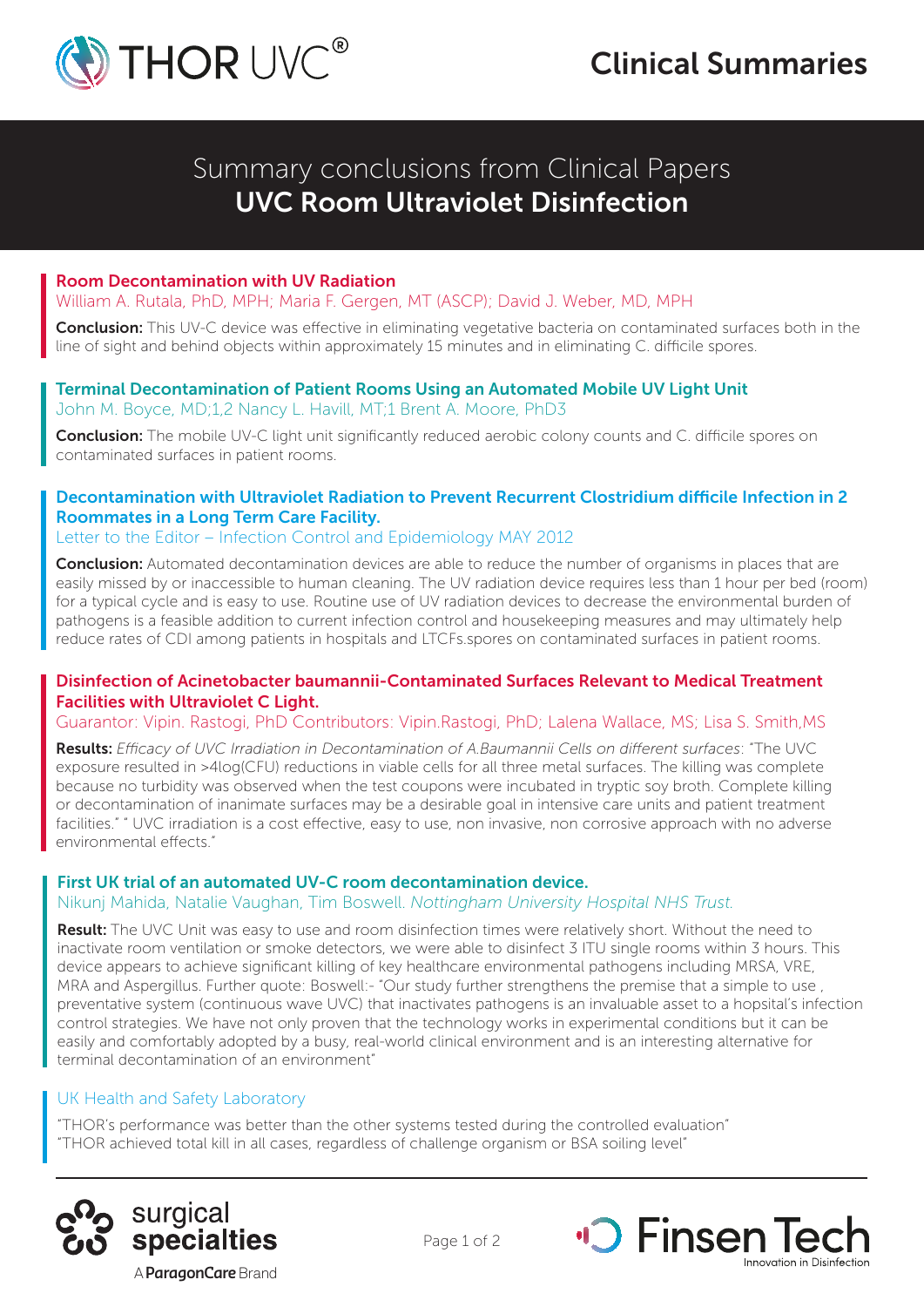# Clinical Summaries

## Summary conclusions from Clinical Papers
## UVC Room Ultraviolet Disinfection

### Room Decontamination with UV Radiation

William A. Rutala, PhD, MPH; Maria F. Gergen, MT (ASCP); David J. Weber, MD, MPH

**Conclusion:** This UV-C device was effective in eliminating vegetative bacteria on contaminated surfaces both in the line of sight and behind objects within approximately 15 minutes and in eliminating C. difficile spores.

### Terminal Decontamination of Patient Rooms Using an Automated Mobile UV Light Unit

John M. Boyce, MD;1,2 Nancy L. Havill, MT;1 Brent A. Moore, PhD3

**Conclusion:** The mobile UV-C light unit significantly reduced aerobic colony counts and C. difficile spores on contaminated surfaces in patient rooms.

### Decontamination with Ultraviolet Radiation to Prevent Recurrent Clostridium difficile Infection in 2 Roommates in a Long Term Care Facility.

Letter to the Editor – Infection Control and Epidemiology MAY 2012

**Conclusion:** Automated decontamination devices are able to reduce the number of organisms in places that are easily missed by or inaccessible to human cleaning. The UV radiation device requires less than 1 hour per bed (room) for a typical cycle and is easy to use. Routine use of UV radiation devices to decrease the environmental burden of pathogens is a feasible addition to current infection control and housekeeping measures and may ultimately help reduce rates of CDI among patients in hospitals and LTCFs.spores on contaminated surfaces in patient rooms.

### Disinfection of Acinetobacter baumannii-Contaminated Surfaces Relevant to Medical Treatment Facilities with Ultraviolet C Light.

Guarantor: Vipin. Rastogi, PhD Contributors: Vipin.Rastogi, PhD; Lalena Wallace, MS; Lisa S. Smith,MS

**Results:** *Efficacy of UVC Irradiation in Decontamination of A.Baumannii Cells on different surfaces*: "The UVC exposure resulted in >4log(CFU) reductions in viable cells for all three metal surfaces. The killing was complete because no turbidity was observed when the test coupons were incubated in tryptic soy broth. Complete killing or decontamination of inanimate surfaces may be a desirable goal in intensive care units and patient treatment facilities." " UVC irradiation is a cost effective, easy to use, non invasive, non corrosive approach with no adverse environmental effects."

### First UK trial of an automated UV-C room decontamination device.

Nikunj Mahida, Natalie Vaughan, Tim Boswell. *Nottingham University Hospital NHS Trust.*

**Result:** The UVC Unit was easy to use and room disinfection times were relatively short. Without the need to inactivate room ventilation or smoke detectors, we were able to disinfect 3 ITU single rooms within 3 hours. This device appears to achieve significant killing of key healthcare environmental pathogens including MRSA, VRE, MRA and Aspergillus. Further quote: Boswell:- "Our study further strengthens the premise that a simple to use , preventative system (continuous wave UVC) that inactivates pathogens is an invaluable asset to a hospital's infection control strategies. We have not only proven that the technology works in experimental conditions but it can be easily and comfortably adopted by a busy, real-world clinical environment and is an interesting alternative for terminal decontamination of an environment"

### UK Health and Safety Laboratory

"THOR's performance was better than the other systems tested during the controlled evaluation"
"THOR achieved total kill in all cases, regardless of challenge organism or BSA soiling level"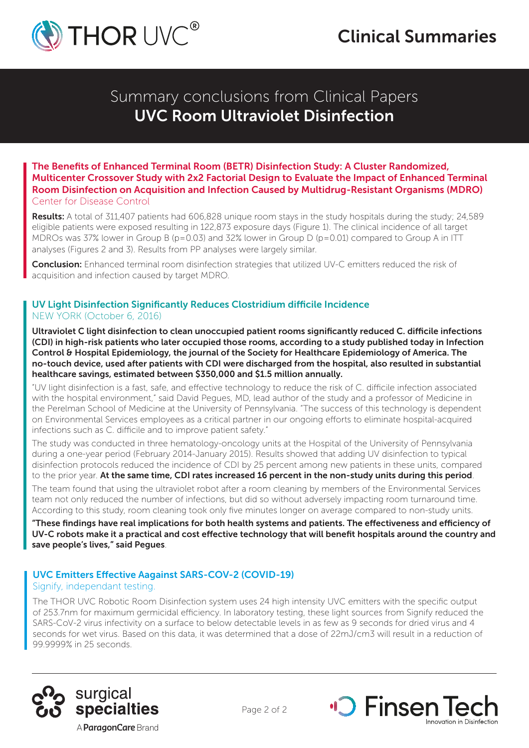# Clinical Summaries

## Summary conclusions from Clinical Papers
## UVC Room Ultraviolet Disinfection

### The Benefits of Enhanced Terminal Room (BETR) Disinfection Study: A Cluster Randomized, Multicenter Crossover Study with 2x2 Factorial Design to Evaluate the Impact of Enhanced Terminal Room Disinfection on Acquisition and Infection Caused by Multidrug-Resistant Organisms (MDRO)

Center for Disease Control

**Results:** A total of 311,407 patients had 606,828 unique room stays in the study hospitals during the study; 24,589 eligible patients were exposed resulting in 122,873 exposure days (Figure 1). The clinical incidence of all target MDROs was 37% lower in Group B ($p=0.03$) and 32% lower in Group D ($p=0.01$) compared to Group A in ITT analyses (Figures 2 and 3). Results from PP analyses were largely similar.

**Conclusion:** Enhanced terminal room disinfection strategies that utilized UV-C emitters reduced the risk of acquisition and infection caused by target MDRO.

### UV Light Disinfection Significantly Reduces Clostridium difficile Incidence

NEW YORK (October 6, 2016)

**Ultraviolet C light disinfection to clean unoccupied patient rooms significantly reduced C. difficile infections (CDI) in high-risk patients who later occupied those rooms, according to a study published today in Infection Control & Hospital Epidemiology, the journal of the Society for Healthcare Epidemiology of America. The no-touch device, used after patients with CDI were discharged from the hospital, also resulted in substantial healthcare savings, estimated between $350,000 and $1.5 million annually.**

"UV light disinfection is a fast, safe, and effective technology to reduce the risk of C. difficile infection associated with the hospital environment," said David Pegues, MD, lead author of the study and a professor of Medicine in the Perelman School of Medicine at the University of Pennsylvania. "The success of this technology is dependent on Environmental Services employees as a critical partner in our ongoing efforts to eliminate hospital-acquired infections such as C. difficile and to improve patient safety."

The study was conducted in three hematology-oncology units at the Hospital of the University of Pennsylvania during a one-year period (February 2014-January 2015). Results showed that adding UV disinfection to typical disinfection protocols reduced the incidence of CDI by 25 percent among new patients in these units, compared to the prior year. **At the same time, CDI rates increased 16 percent in the non-study units during this period**.

The team found that using the ultraviolet robot after a room cleaning by members of the Environmental Services team not only reduced the number of infections, but did so without adversely impacting room turnaround time. According to this study, room cleaning took only five minutes longer on average compared to non-study units.

**"These findings have real implications for both health systems and patients. The effectiveness and efficiency of UV-C robots make it a practical and cost effective technology that will benefit hospitals around the country and save people's lives," said Pegues**.

### UVC Emitters Effective Aagainst SARS-COV-2 (COVID-19)

Signify, independant testing.

The THOR UVC Robotic Room Disinfection system uses 24 high intensity UVC emitters with the specific output of 253.7nm for maximum germicidal efficiency. In laboratory testing, these light sources from Signify reduced the SARS-CoV-2 virus infectivity on a surface to below detectable levels in as few as 9 seconds for dried virus and 4 seconds for wet virus. Based on this data, it was determined that a dose of 22mJ/cm3 will result in a reduction of 99.9999% in 25 seconds.